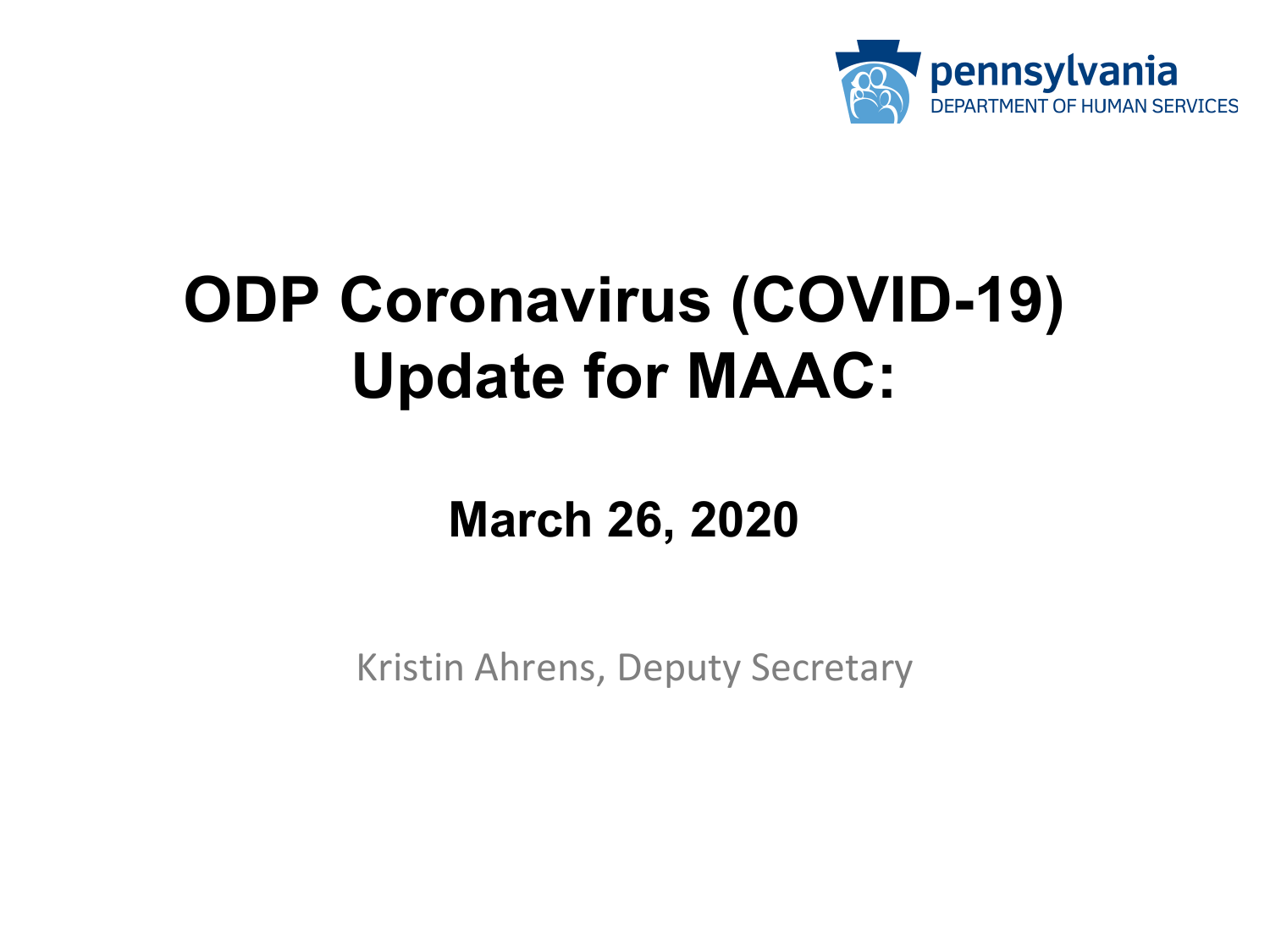pennsylvania
DEPARTMENT OF HUMAN SERVICES

# ODP Coronavirus (COVID-19) Update for MAAC:

## March 26, 2020

Kristin Ahrens, Deputy Secretary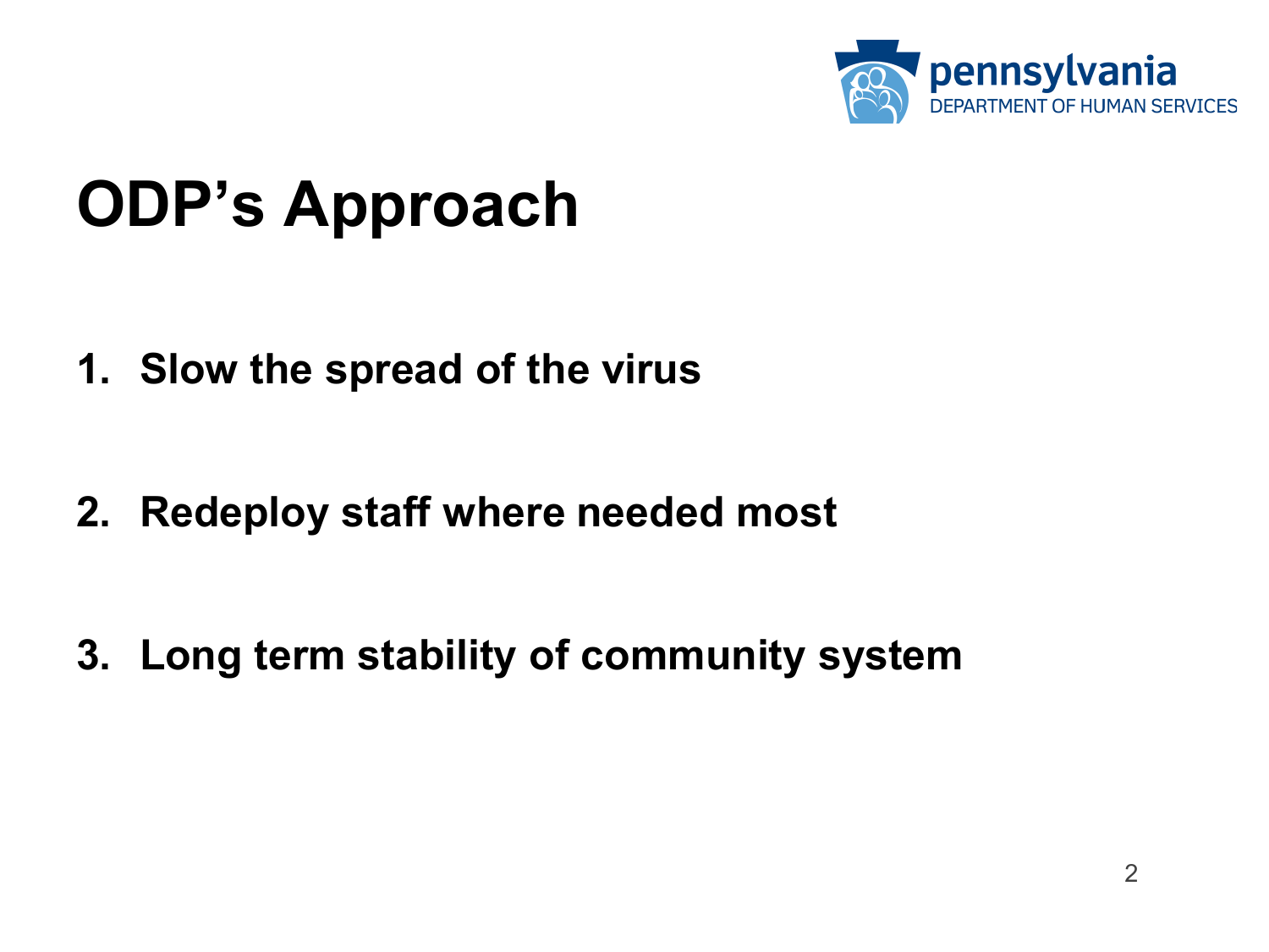# ODP's Approach

1. **Slow the spread of the virus**

2. **Redeploy staff where needed most**

3. **Long term stability of community system**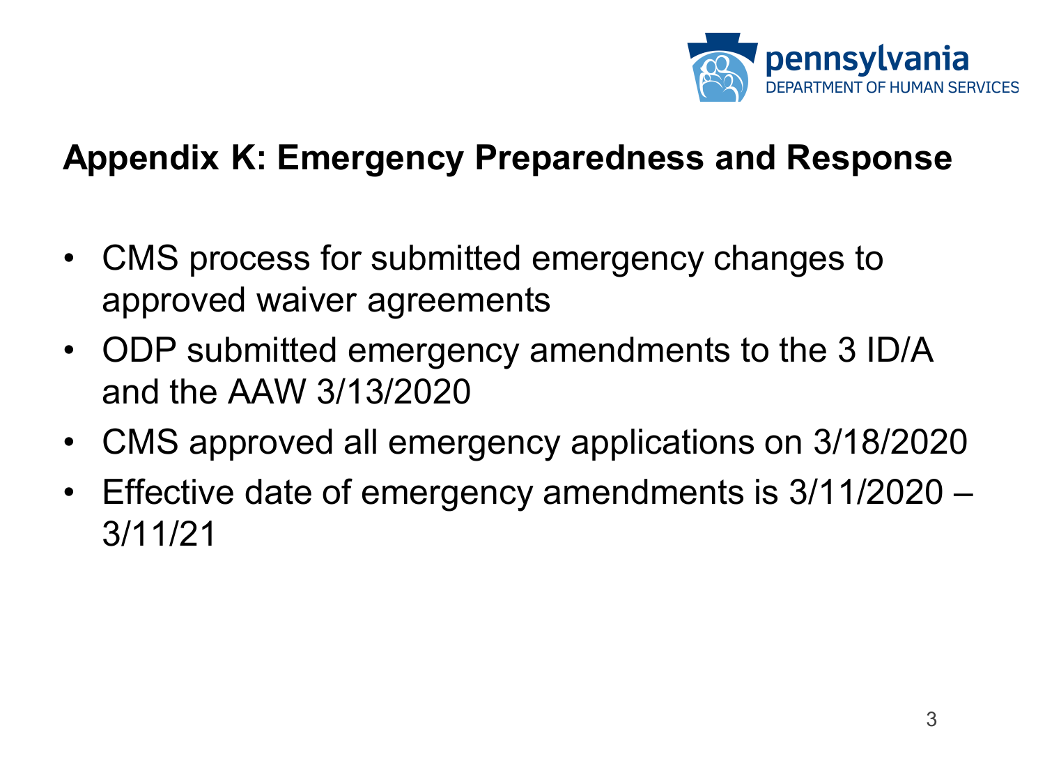## Appendix K: Emergency Preparedness and Response

- CMS process for submitted emergency changes to approved waiver agreements
- ODP submitted emergency amendments to the 3 ID/A and the AAW 3/13/2020
- CMS approved all emergency applications on 3/18/2020
- Effective date of emergency amendments is 3/11/2020 – 3/11/21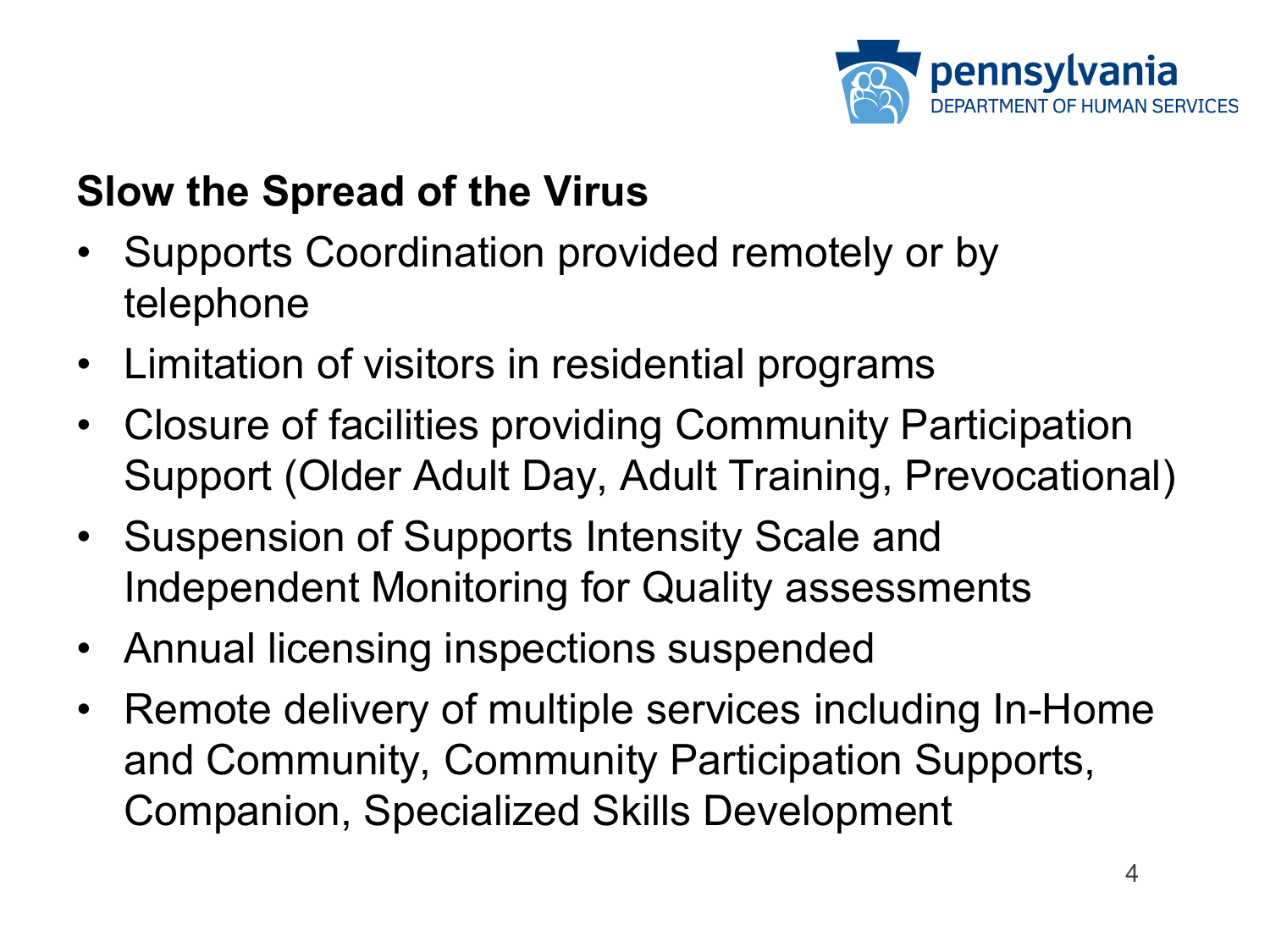## Slow the Spread of the Virus

- Supports Coordination provided remotely or by telephone
- Limitation of visitors in residential programs
- Closure of facilities providing Community Participation Support (Older Adult Day, Adult Training, Prevocational)
- Suspension of Supports Intensity Scale and Independent Monitoring for Quality assessments
- Annual licensing inspections suspended
- Remote delivery of multiple services including In-Home and Community, Community Participation Supports, Companion, Specialized Skills Development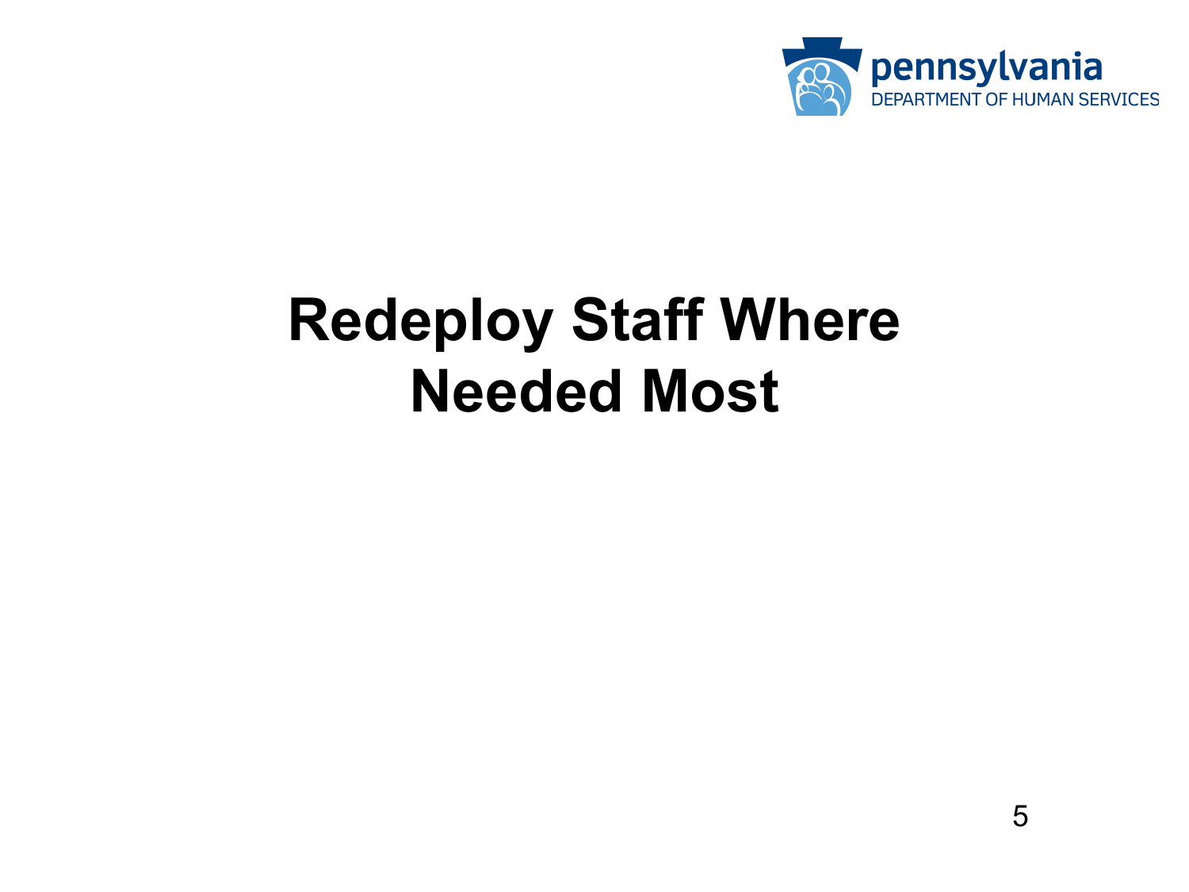# Redeploy Staff Where Needed Most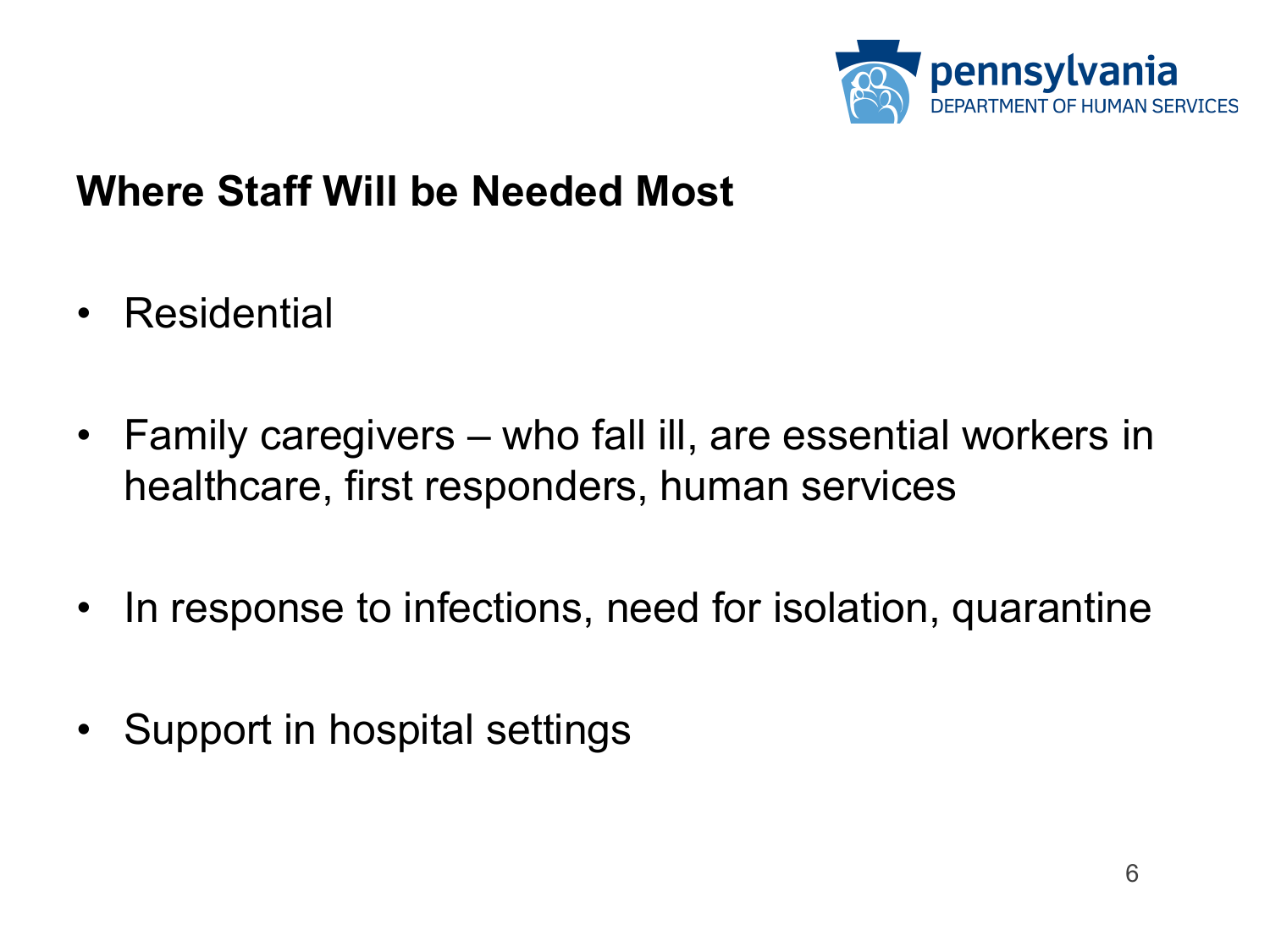## Where Staff Will be Needed Most

- Residential
- Family caregivers – who fall ill, are essential workers in healthcare, first responders, human services
- In response to infections, need for isolation, quarantine
- Support in hospital settings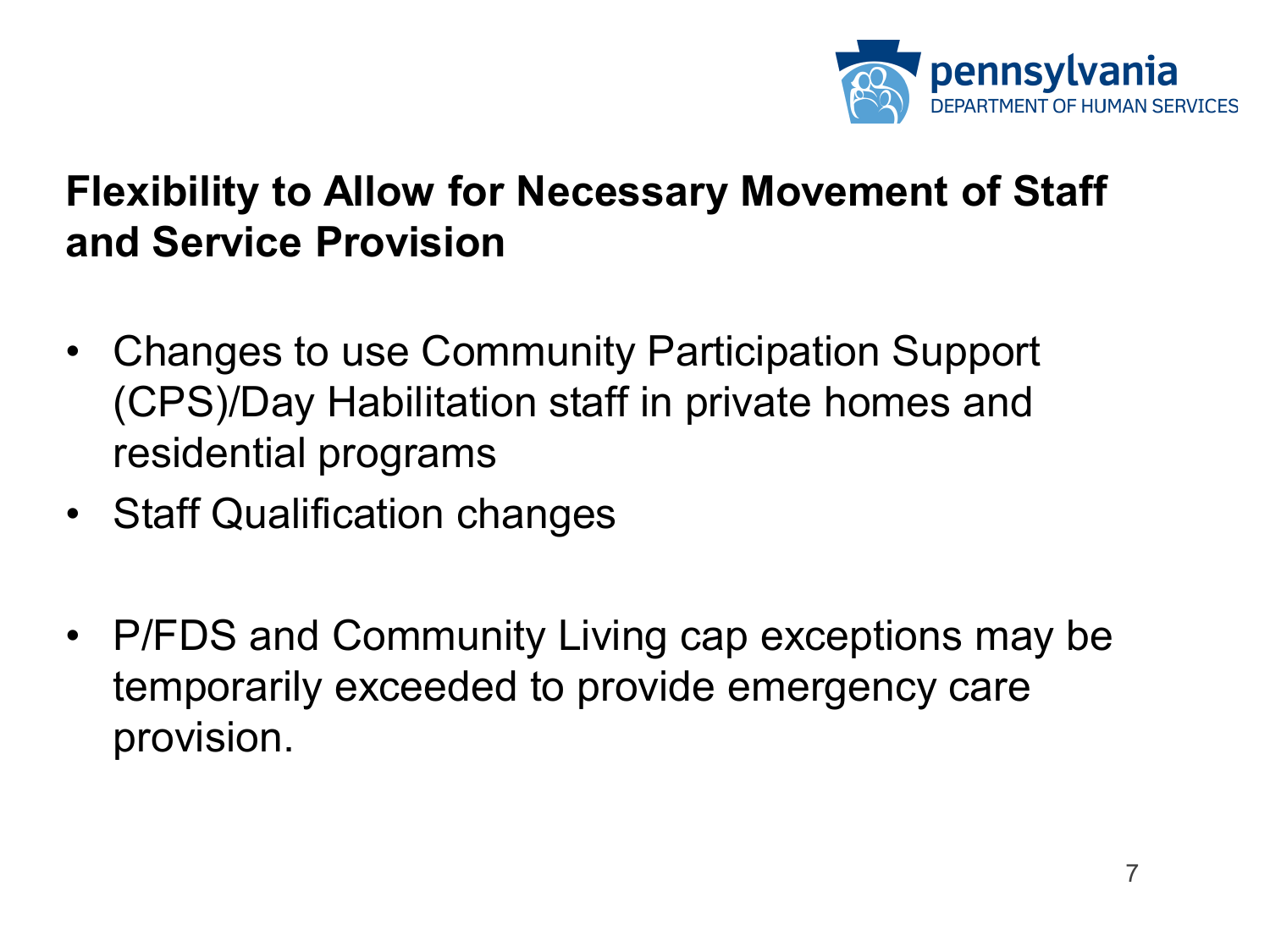## Flexibility to Allow for Necessary Movement of Staff and Service Provision

- Changes to use Community Participation Support (CPS)/Day Habilitation staff in private homes and residential programs
- Staff Qualification changes
- P/FDS and Community Living cap exceptions may be temporarily exceeded to provide emergency care provision.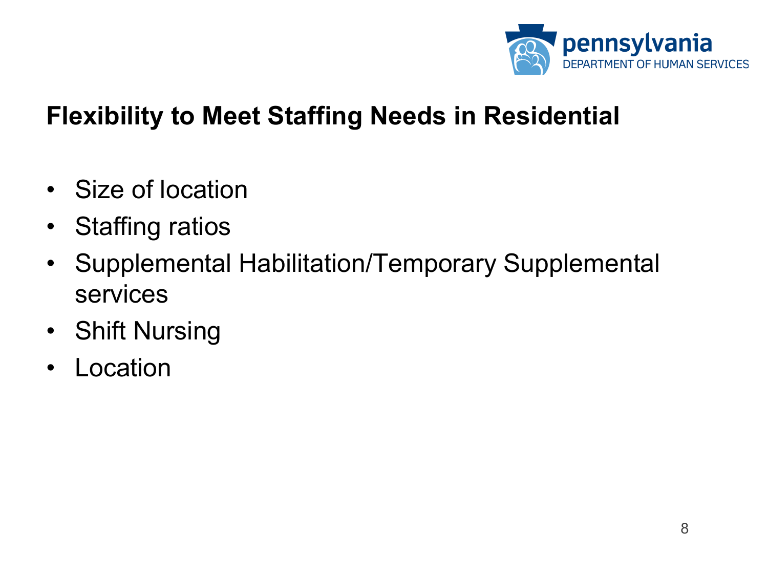## Flexibility to Meet Staffing Needs in Residential

- Size of location
- Staffing ratios
- Supplemental Habilitation/Temporary Supplemental services
- Shift Nursing
- Location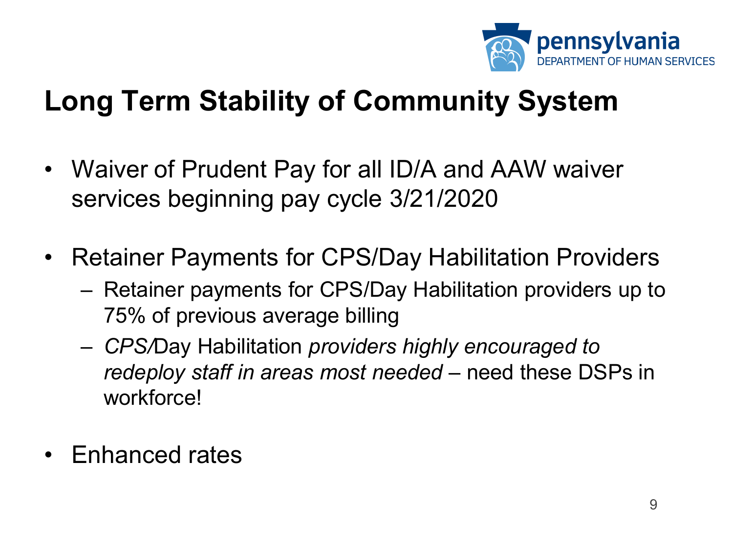# Long Term Stability of Community System

- Waiver of Prudent Pay for all ID/A and AAW waiver services beginning pay cycle 3/21/2020
- Retainer Payments for CPS/Day Habilitation Providers
  - Retainer payments for CPS/Day Habilitation providers up to 75% of previous average billing
  - *CPS/*Day Habilitation *providers highly encouraged to redeploy staff in areas most needed* – need these DSPs in workforce!
- Enhanced rates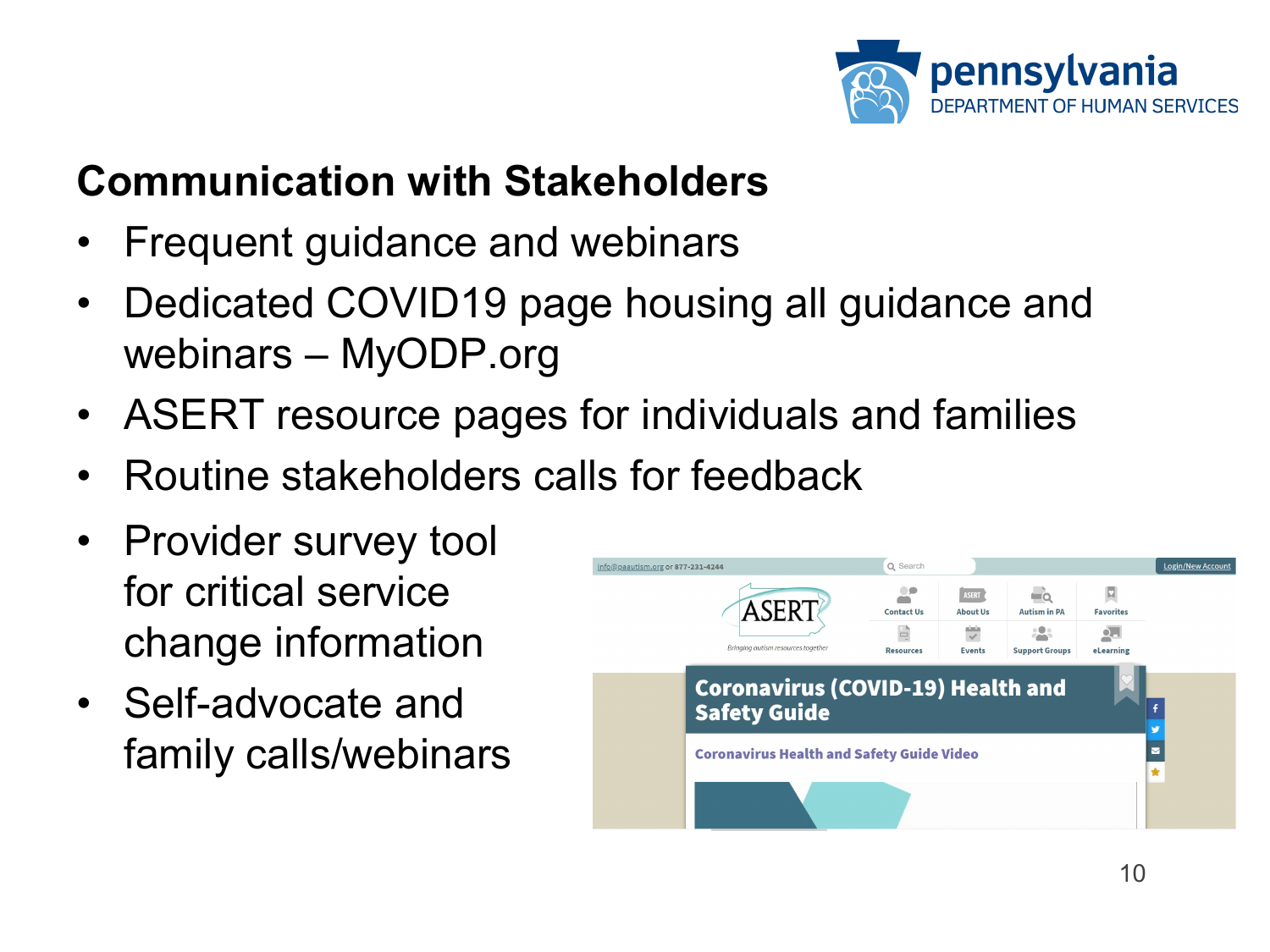## Communication with Stakeholders

- Frequent guidance and webinars
- Dedicated COVID19 page housing all guidance and webinars – MyODP.org
- ASERT resource pages for individuals and families
- Routine stakeholders calls for feedback
- Provider survey tool for critical service change information
- Self-advocate and family calls/webinars